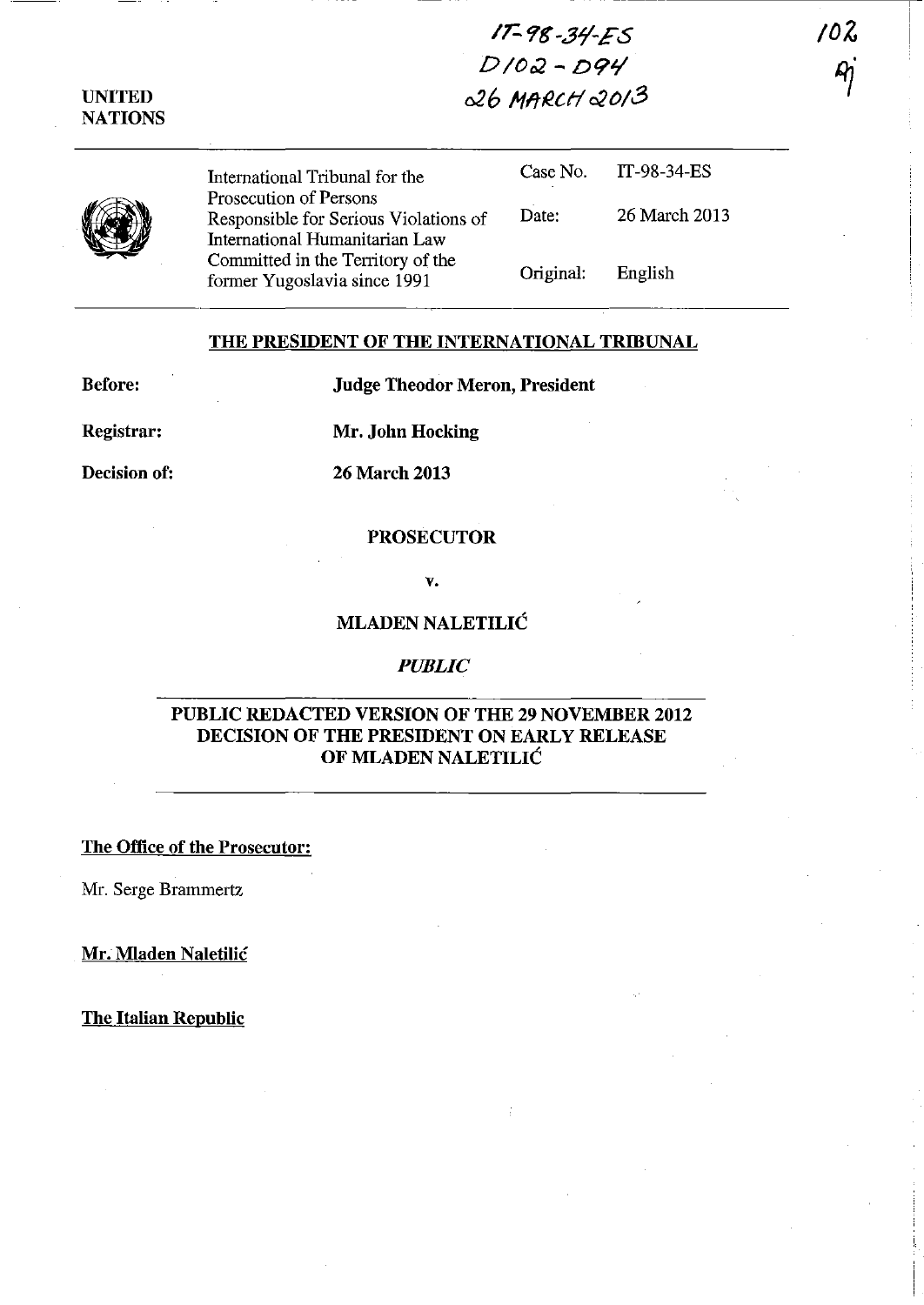IT-98-34-ES
D102 - D94
26 MARCH 2013

102
AJ

UNITED NATIONS

| International Tribunal for the Prosecution of Persons Responsible for Serious Violations of International Humanitarian Law Committed in the Territory of the former Yugoslavia since 1991 | Case No. | IT-98-34-ES |
| --- | --- | --- |
| | Date: | 26 March 2013 |
| | Original: | English |

## THE PRESIDENT OF THE INTERNATIONAL TRIBUNAL

**Before:** **Judge Theodor Meron, President**

**Registrar:** **Mr. John Hocking**

**Decision of:** **26 March 2013**

**PROSECUTOR**

**v.**

**MLADEN NALETILIĆ**

***PUBLIC***

**PUBLIC REDACTED VERSION OF THE 29 NOVEMBER 2012 DECISION OF THE PRESIDENT ON EARLY RELEASE OF MLADEN NALETILIĆ**

**The Office of the Prosecutor:**

Mr. Serge Brammertz

**Mr. Mladen Naletilić**

**The Italian Republic**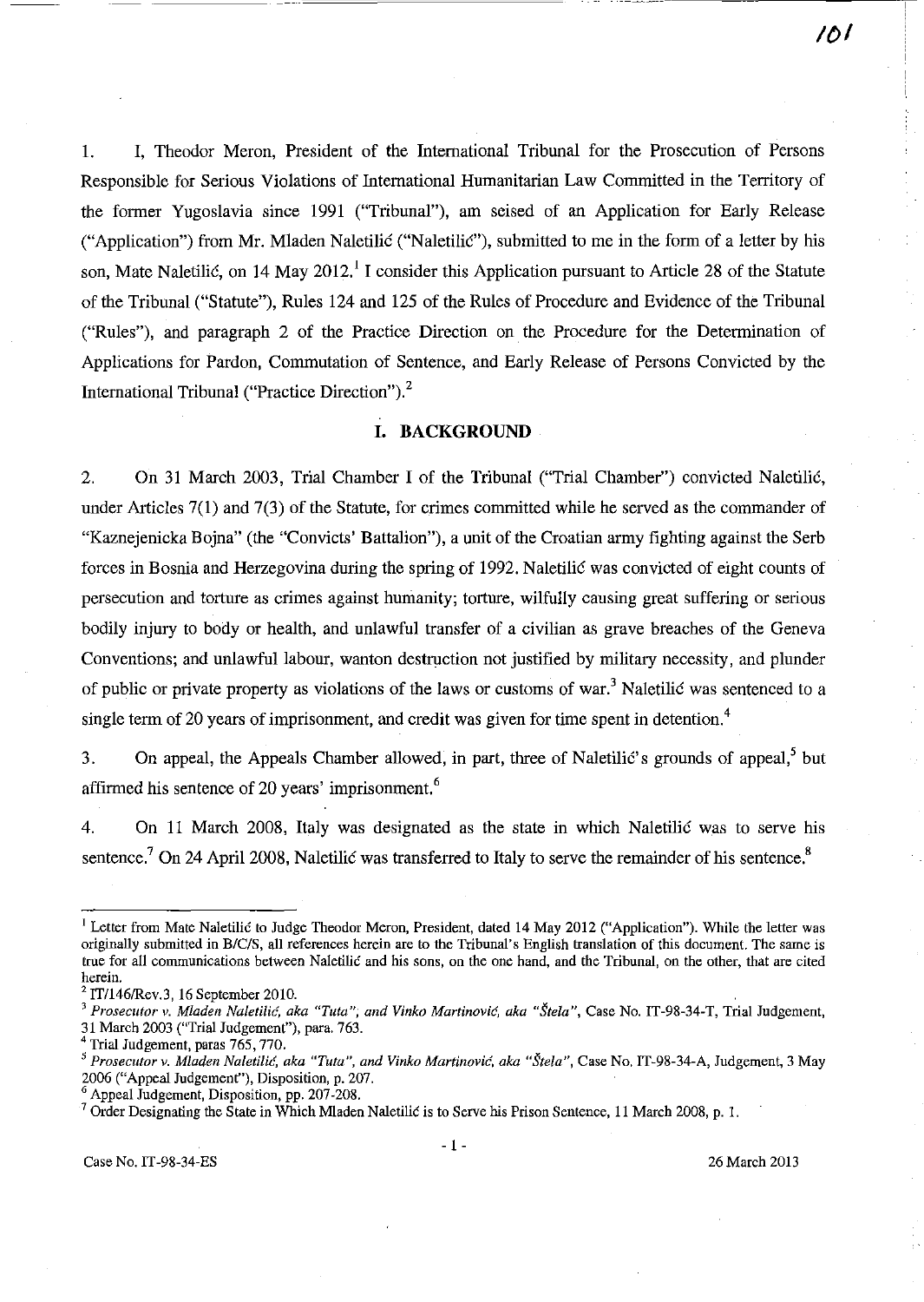1. I, Theodor Meron, President of the International Tribunal for the Prosecution of Persons Responsible for Serious Violations of International Humanitarian Law Committed in the Territory of the former Yugoslavia since 1991 ("Tribunal"), am seised of an Application for Early Release ("Application") from Mr. Mladen Naletilić ("Naletilić"), submitted to me in the form of a letter by his son, Mate Naletilić, on 14 May 2012.[1] I consider this Application pursuant to Article 28 of the Statute of the Tribunal ("Statute"), Rules 124 and 125 of the Rules of Procedure and Evidence of the Tribunal ("Rules"), and paragraph 2 of the Practice Direction on the Procedure for the Determination of Applications for Pardon, Commutation of Sentence, and Early Release of Persons Convicted by the International Tribunal ("Practice Direction").[2]

## I. BACKGROUND

2. On 31 March 2003, Trial Chamber I of the Tribunal ("Trial Chamber") convicted Naletilić, under Articles 7(1) and 7(3) of the Statute, for crimes committed while he served as the commander of "Kaznejenicka Bojna" (the "Convicts' Battalion"), a unit of the Croatian army fighting against the Serb forces in Bosnia and Herzegovina during the spring of 1992. Naletilić was convicted of eight counts of persecution and torture as crimes against humanity; torture, wilfully causing great suffering or serious bodily injury to body or health, and unlawful transfer of a civilian as grave breaches of the Geneva Conventions; and unlawful labour, wanton destruction not justified by military necessity, and plunder of public or private property as violations of the laws or customs of war.[3] Naletilić was sentenced to a single term of 20 years of imprisonment, and credit was given for time spent in detention.[4]

3. On appeal, the Appeals Chamber allowed, in part, three of Naletilić's grounds of appeal,[5] but affirmed his sentence of 20 years' imprisonment.[6]

4. On 11 March 2008, Italy was designated as the state in which Naletilić was to serve his sentence.[7] On 24 April 2008, Naletilić was transferred to Italy to serve the remainder of his sentence.[8]

---

[1] Letter from Mate Naletilić to Judge Theodor Meron, President, dated 14 May 2012 ("Application"). While the letter was originally submitted in B/C/S, all references herein are to the Tribunal's English translation of this document. The same is true for all communications between Naletilić and his sons, on the one hand, and the Tribunal, on the other, that are cited herein.

[2] IT/146/Rev.3, 16 September 2010.

[3] *Prosecutor v. Mladen Naletilić, aka "Tuta", and Vinko Martinović, aka "Štela"*, Case No. IT-98-34-T, Trial Judgement, 31 March 2003 ("Trial Judgement"), para. 763.

[4] Trial Judgement, paras 765, 770.

[5] *Prosecutor v. Mladen Naletilić, aka "Tuta", and Vinko Martinović, aka "Štela"*, Case No. IT-98-34-A, Judgement, 3 May 2006 ("Appeal Judgement"), Disposition, p. 207.

[6] Appeal Judgement, Disposition, pp. 207-208.

[7] Order Designating the State in Which Mladen Naletilić is to Serve his Prison Sentence, 11 March 2008, p. 1.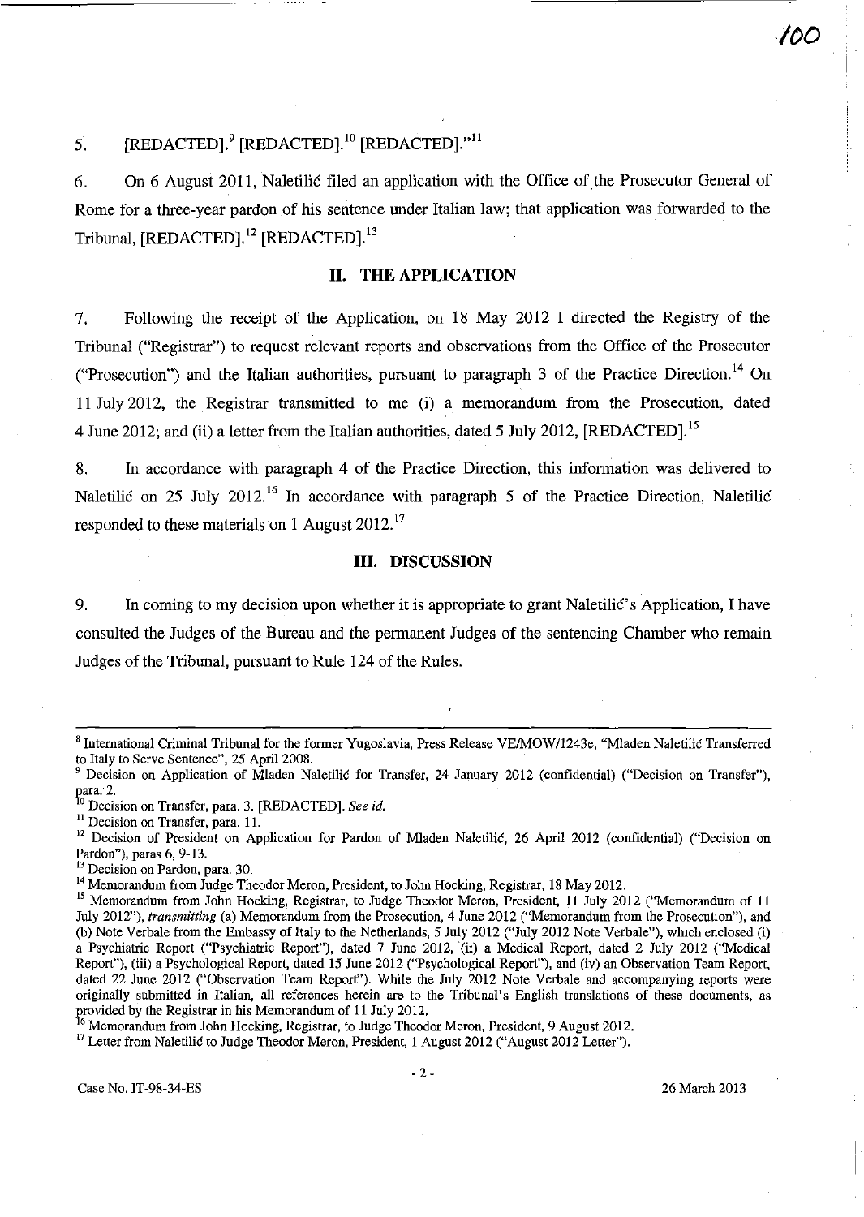5. [REDACTED].[9] [REDACTED].[10] [REDACTED]."[11]

6. On 6 August 2011, Naletilić filed an application with the Office of the Prosecutor General of Rome for a three-year pardon of his sentence under Italian law; that application was forwarded to the Tribunal, [REDACTED].[12] [REDACTED].[13]

## II. THE APPLICATION

7. Following the receipt of the Application, on 18 May 2012 I directed the Registry of the Tribunal ("Registrar") to request relevant reports and observations from the Office of the Prosecutor ("Prosecution") and the Italian authorities, pursuant to paragraph 3 of the Practice Direction.[14] On 11 July 2012, the Registrar transmitted to me (i) a memorandum from the Prosecution, dated 4 June 2012; and (ii) a letter from the Italian authorities, dated 5 July 2012, [REDACTED].[15]

8. In accordance with paragraph 4 of the Practice Direction, this information was delivered to Naletilić on 25 July 2012.[16] In accordance with paragraph 5 of the Practice Direction, Naletilić responded to these materials on 1 August 2012.[17]

## III. DISCUSSION

9. In coming to my decision upon whether it is appropriate to grant Naletilić's Application, I have consulted the Judges of the Bureau and the permanent Judges of the sentencing Chamber who remain Judges of the Tribunal, pursuant to Rule 124 of the Rules.

---

[8] International Criminal Tribunal for the former Yugoslavia, Press Release VE/MOW/1243e, "Mladen Naletilić Transferred to Italy to Serve Sentence", 25 April 2008.

[9] Decision on Application of Mladen Naletilić for Transfer, 24 January 2012 (confidential) ("Decision on Transfer"), para. 2.

[10] Decision on Transfer, para. 3. [REDACTED]. *See id.*

[11] Decision on Transfer, para. 11.

[12] Decision of President on Application for Pardon of Mladen Naletilić, 26 April 2012 (confidential) ("Decision on Pardon"), paras 6, 9-13.

[13] Decision on Pardon, para. 30.

[14] Memorandum from Judge Theodor Meron, President, to John Hocking, Registrar, 18 May 2012.

[15] Memorandum from John Hocking, Registrar, to Judge Theodor Meron, President, 11 July 2012 ("Memorandum of 11 July 2012"), *transmitting* (a) Memorandum from the Prosecution, 4 June 2012 ("Memorandum from the Prosecution"), and (b) Note Verbale from the Embassy of Italy to the Netherlands, 5 July 2012 ("July 2012 Note Verbale"), which enclosed (i) a Psychiatric Report ("Psychiatric Report"), dated 7 June 2012, (ii) a Medical Report, dated 2 July 2012 ("Medical Report"), (iii) a Psychological Report, dated 15 June 2012 ("Psychological Report"), and (iv) an Observation Team Report, dated 22 June 2012 ("Observation Team Report"). While the July 2012 Note Verbale and accompanying reports were originally submitted in Italian, all references herein are to the Tribunal's English translations of these documents, as provided by the Registrar in his Memorandum of 11 July 2012.

[16] Memorandum from John Hocking, Registrar, to Judge Theodor Meron, President, 9 August 2012.

[17] Letter from Naletilić to Judge Theodor Meron, President, 1 August 2012 ("August 2012 Letter").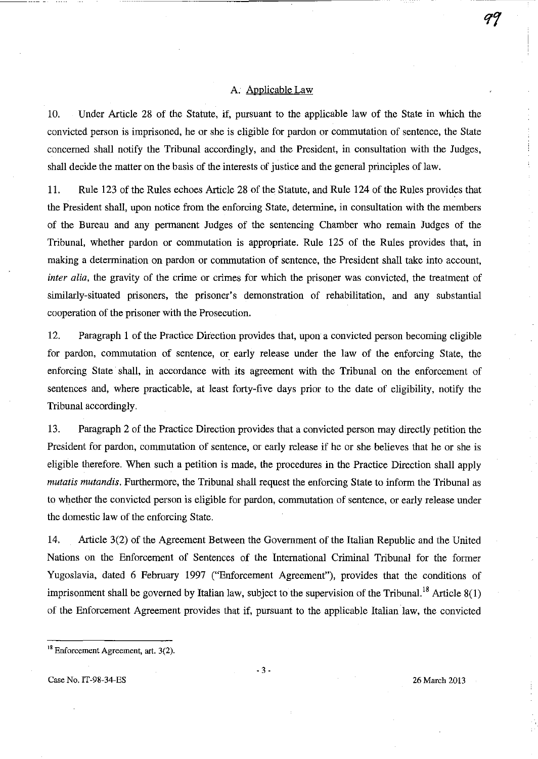### A. Applicable Law

10. Under Article 28 of the Statute, if, pursuant to the applicable law of the State in which the convicted person is imprisoned, he or she is eligible for pardon or commutation of sentence, the State concerned shall notify the Tribunal accordingly, and the President, in consultation with the Judges, shall decide the matter on the basis of the interests of justice and the general principles of law.

11. Rule 123 of the Rules echoes Article 28 of the Statute, and Rule 124 of the Rules provides that the President shall, upon notice from the enforcing State, determine, in consultation with the members of the Bureau and any permanent Judges of the sentencing Chamber who remain Judges of the Tribunal, whether pardon or commutation is appropriate. Rule 125 of the Rules provides that, in making a determination on pardon or commutation of sentence, the President shall take into account, *inter alia*, the gravity of the crime or crimes for which the prisoner was convicted, the treatment of similarly-situated prisoners, the prisoner's demonstration of rehabilitation, and any substantial cooperation of the prisoner with the Prosecution.

12. Paragraph 1 of the Practice Direction provides that, upon a convicted person becoming eligible for pardon, commutation of sentence, or early release under the law of the enforcing State, the enforcing State shall, in accordance with its agreement with the Tribunal on the enforcement of sentences and, where practicable, at least forty-five days prior to the date of eligibility, notify the Tribunal accordingly.

13. Paragraph 2 of the Practice Direction provides that a convicted person may directly petition the President for pardon, commutation of sentence, or early release if he or she believes that he or she is eligible therefore. When such a petition is made, the procedures in the Practice Direction shall apply *mutatis mutandis*. Furthermore, the Tribunal shall request the enforcing State to inform the Tribunal as to whether the convicted person is eligible for pardon, commutation of sentence, or early release under the domestic law of the enforcing State.

14. Article 3(2) of the Agreement Between the Government of the Italian Republic and the United Nations on the Enforcement of Sentences of the International Criminal Tribunal for the former Yugoslavia, dated 6 February 1997 ("Enforcement Agreement"), provides that the conditions of imprisonment shall be governed by Italian law, subject to the supervision of the Tribunal.[18] Article 8(1) of the Enforcement Agreement provides that if, pursuant to the applicable Italian law, the convicted

[18] Enforcement Agreement, art. 3(2).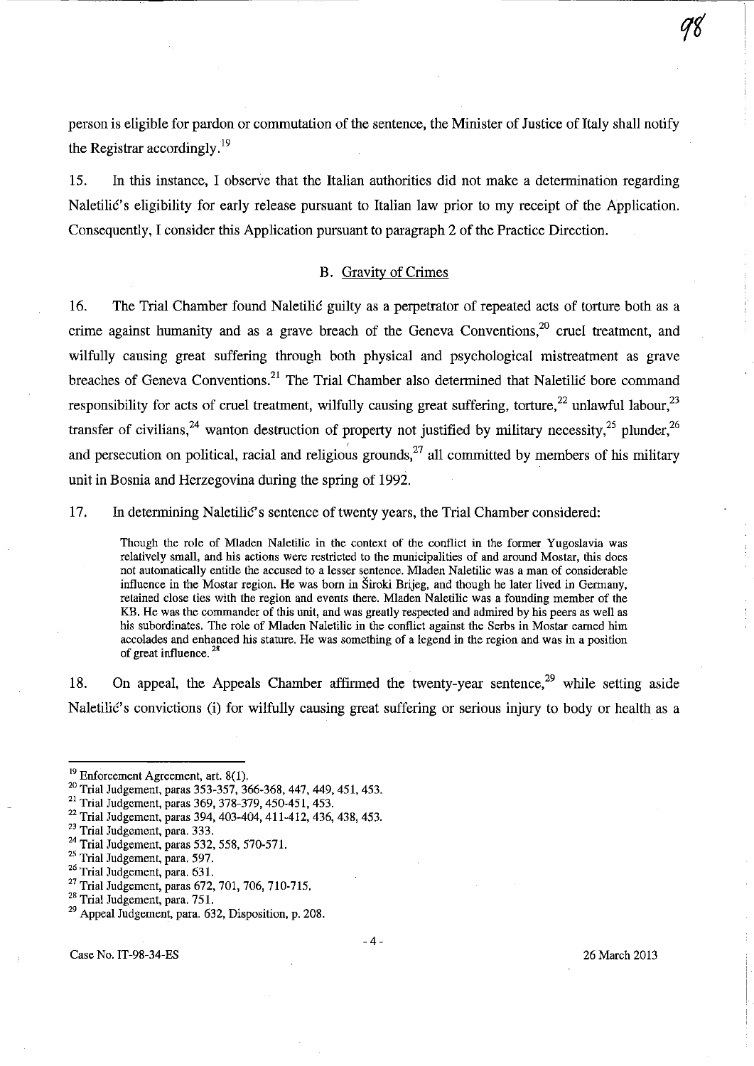person is eligible for pardon or commutation of the sentence, the Minister of Justice of Italy shall notify the Registrar accordingly.[19]

15. In this instance, I observe that the Italian authorities did not make a determination regarding Naletilić's eligibility for early release pursuant to Italian law prior to my receipt of the Application. Consequently, I consider this Application pursuant to paragraph 2 of the Practice Direction.

### B. Gravity of Crimes

16. The Trial Chamber found Naletilić guilty as a perpetrator of repeated acts of torture both as a crime against humanity and as a grave breach of the Geneva Conventions,[20] cruel treatment, and wilfully causing great suffering through both physical and psychological mistreatment as grave breaches of Geneva Conventions.[21] The Trial Chamber also determined that Naletilić bore command responsibility for acts of cruel treatment, wilfully causing great suffering, torture,[22] unlawful labour,[23] transfer of civilians,[24] wanton destruction of property not justified by military necessity,[25] plunder,[26] and persecution on political, racial and religious grounds,[27] all committed by members of his military unit in Bosnia and Herzegovina during the spring of 1992.

17. In determining Naletilić's sentence of twenty years, the Trial Chamber considered:

> Though the role of Mladen Naletilic in the context of the conflict in the former Yugoslavia was relatively small, and his actions were restricted to the municipalities of and around Mostar, this does not automatically entitle the accused to a lesser sentence. Mladen Naletilic was a man of considerable influence in the Mostar region. He was born in Široki Brijeg, and though he later lived in Germany, retained close ties with the region and events there. Mladen Naletilic was a founding member of the KB. He was the commander of this unit, and was greatly respected and admired by his peers as well as his subordinates. The role of Mladen Naletilic in the conflict against the Serbs in Mostar earned him accolades and enhanced his stature. He was something of a legend in the region and was in a position of great influence.[28]

18. On appeal, the Appeals Chamber affirmed the twenty-year sentence,[29] while setting aside Naletilić's convictions (i) for wilfully causing great suffering or serious injury to body or health as a

---

[19] Enforcement Agreement, art. 8(1).
[20] Trial Judgement, paras 353-357, 366-368, 447, 449, 451, 453.
[21] Trial Judgement, paras 369, 378-379, 450-451, 453.
[22] Trial Judgement, paras 394, 403-404, 411-412, 436, 438, 453.
[23] Trial Judgement, para. 333.
[24] Trial Judgement, paras 532, 558, 570-571.
[25] Trial Judgement, para. 597.
[26] Trial Judgement, para. 631.
[27] Trial Judgement, paras 672, 701, 706, 710-715.
[28] Trial Judgement, para. 751.
[29] Appeal Judgement, para. 632, Disposition, p. 208.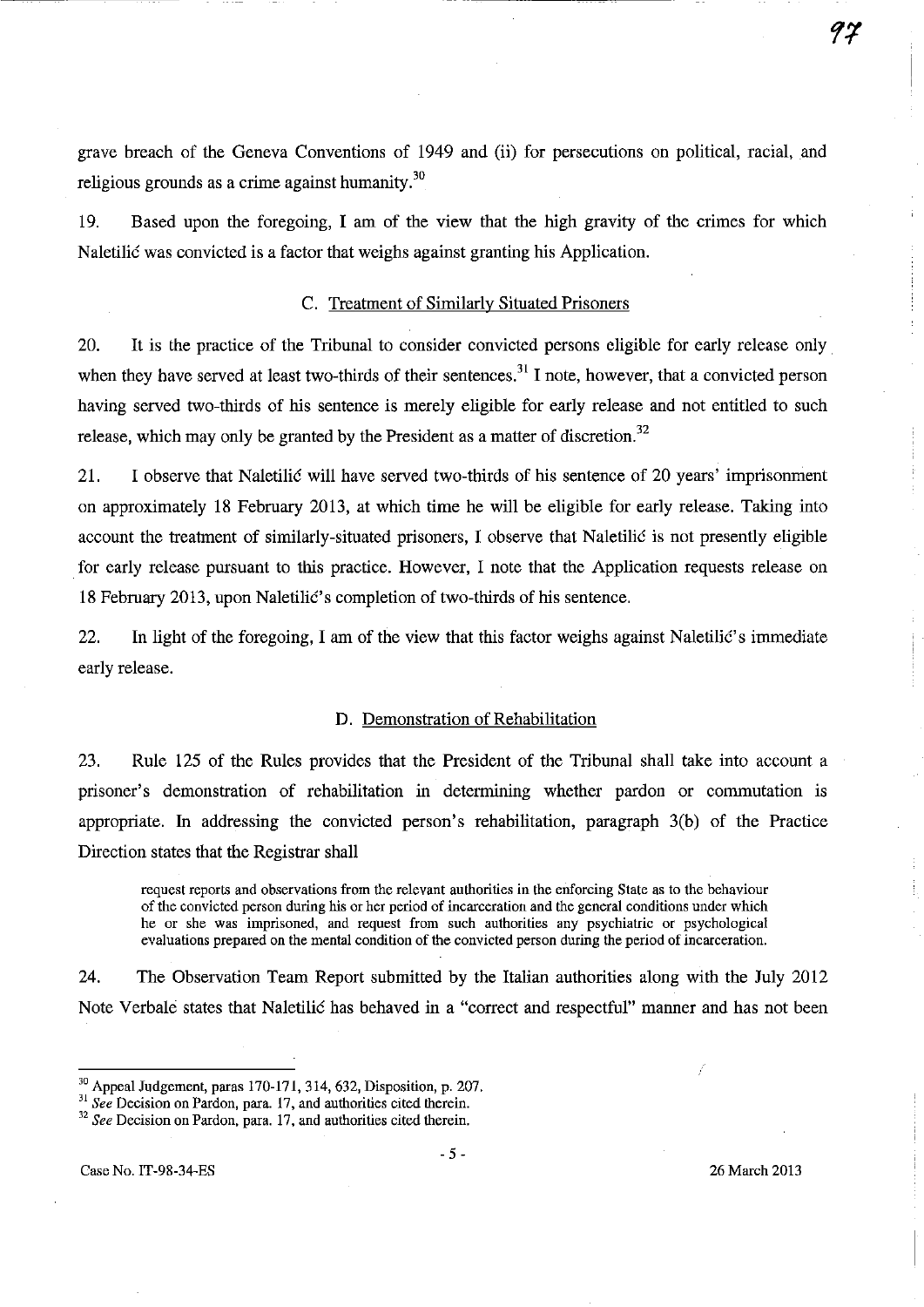grave breach of the Geneva Conventions of 1949 and (ii) for persecutions on political, racial, and religious grounds as a crime against humanity.[30]

19. Based upon the foregoing, I am of the view that the high gravity of the crimes for which Naletilić was convicted is a factor that weighs against granting his Application.

### C. Treatment of Similarly Situated Prisoners

20. It is the practice of the Tribunal to consider convicted persons eligible for early release only when they have served at least two-thirds of their sentences.[31] I note, however, that a convicted person having served two-thirds of his sentence is merely eligible for early release and not entitled to such release, which may only be granted by the President as a matter of discretion.[32]

21. I observe that Naletilić will have served two-thirds of his sentence of 20 years' imprisonment on approximately 18 February 2013, at which time he will be eligible for early release. Taking into account the treatment of similarly-situated prisoners, I observe that Naletilić is not presently eligible for early release pursuant to this practice. However, I note that the Application requests release on 18 February 2013, upon Naletilić's completion of two-thirds of his sentence.

22. In light of the foregoing, I am of the view that this factor weighs against Naletilić's immediate early release.

### D. Demonstration of Rehabilitation

23. Rule 125 of the Rules provides that the President of the Tribunal shall take into account a prisoner's demonstration of rehabilitation in determining whether pardon or commutation is appropriate. In addressing the convicted person's rehabilitation, paragraph 3(b) of the Practice Direction states that the Registrar shall

> request reports and observations from the relevant authorities in the enforcing State as to the behaviour of the convicted person during his or her period of incarceration and the general conditions under which he or she was imprisoned, and request from such authorities any psychiatric or psychological evaluations prepared on the mental condition of the convicted person during the period of incarceration.

24. The Observation Team Report submitted by the Italian authorities along with the July 2012 Note Verbale states that Naletilić has behaved in a "correct and respectful" manner and has not been

---

[30] Appeal Judgement, paras 170-171, 314, 632, Disposition, p. 207.

[31] *See* Decision on Pardon, para. 17, and authorities cited therein.

[32] *See* Decision on Pardon, para. 17, and authorities cited therein.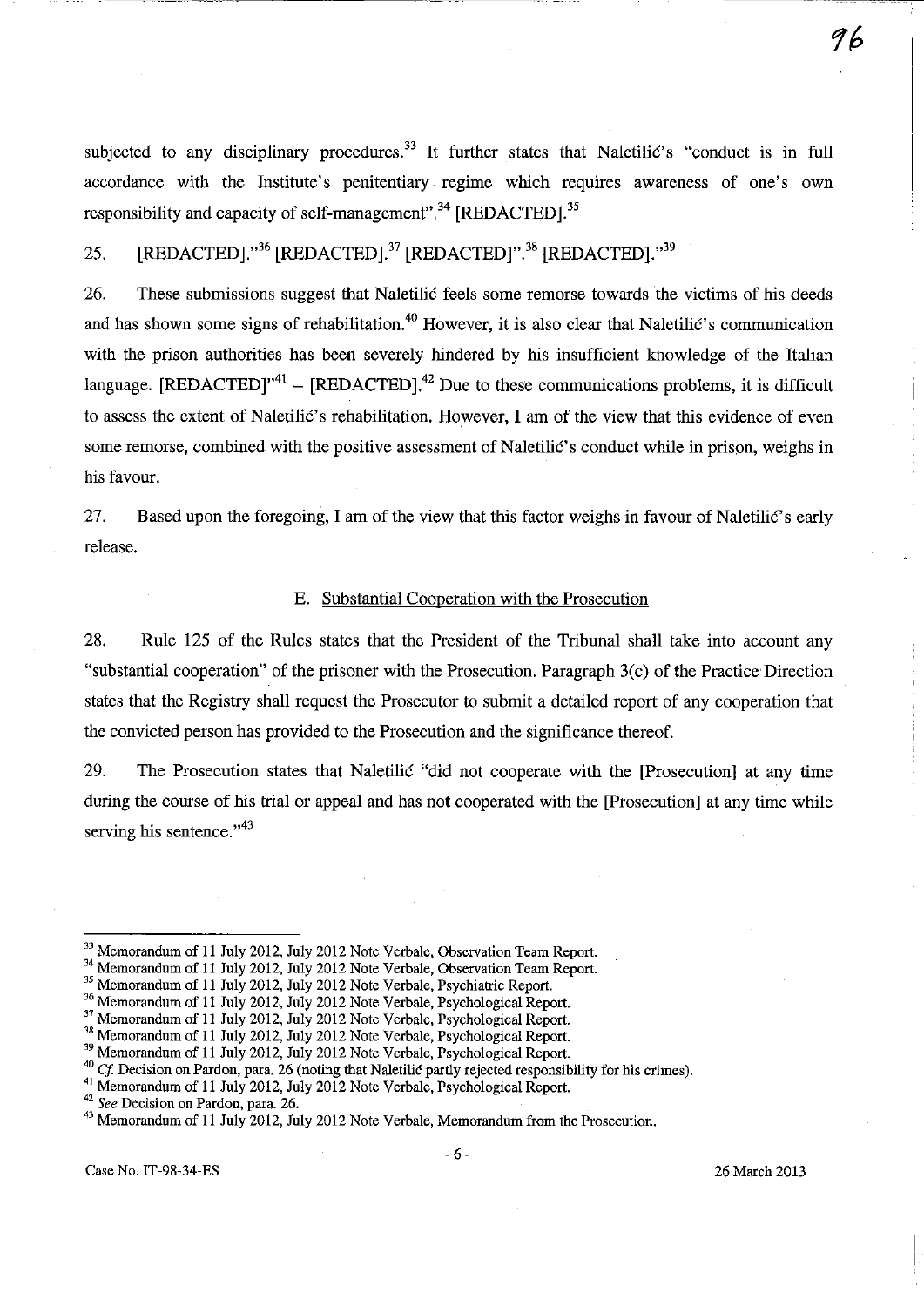subjected to any disciplinary procedures.[33] It further states that Naletilić's "conduct is in full accordance with the Institute's penitentiary regime which requires awareness of one's own responsibility and capacity of self-management".[34] [REDACTED].[35]

25. [REDACTED]."[36] [REDACTED].[37] [REDACTED]".[38] [REDACTED]."[39]

26. These submissions suggest that Naletilić feels some remorse towards the victims of his deeds and has shown some signs of rehabilitation.[40] However, it is also clear that Naletilić's communication with the prison authorities has been severely hindered by his insufficient knowledge of the Italian language. [REDACTED]"[41] – [REDACTED].[42] Due to these communications problems, it is difficult to assess the extent of Naletilić's rehabilitation. However, I am of the view that this evidence of even some remorse, combined with the positive assessment of Naletilić's conduct while in prison, weighs in his favour.

27. Based upon the foregoing, I am of the view that this factor weighs in favour of Naletilić's early release.

## E. Substantial Cooperation with the Prosecution

28. Rule 125 of the Rules states that the President of the Tribunal shall take into account any "substantial cooperation" of the prisoner with the Prosecution. Paragraph 3(c) of the Practice Direction states that the Registry shall request the Prosecutor to submit a detailed report of any cooperation that the convicted person has provided to the Prosecution and the significance thereof.

29. The Prosecution states that Naletilić "did not cooperate with the [Prosecution] at any time during the course of his trial or appeal and has not cooperated with the [Prosecution] at any time while serving his sentence."[43]

---

[33] Memorandum of 11 July 2012, July 2012 Note Verbale, Observation Team Report.
[34] Memorandum of 11 July 2012, July 2012 Note Verbale, Observation Team Report.
[35] Memorandum of 11 July 2012, July 2012 Note Verbale, Psychiatric Report.
[36] Memorandum of 11 July 2012, July 2012 Note Verbale, Psychological Report.
[37] Memorandum of 11 July 2012, July 2012 Note Verbale, Psychological Report.
[38] Memorandum of 11 July 2012, July 2012 Note Verbale, Psychological Report.
[39] Memorandum of 11 July 2012, July 2012 Note Verbale, Psychological Report.
[40] *Cf.* Decision on Pardon, para. 26 (noting that Naletilić partly rejected responsibility for his crimes).
[41] Memorandum of 11 July 2012, July 2012 Note Verbale, Psychological Report.
[42] *See* Decision on Pardon, para. 26.
[43] Memorandum of 11 July 2012, July 2012 Note Verbale, Memorandum from the Prosecution.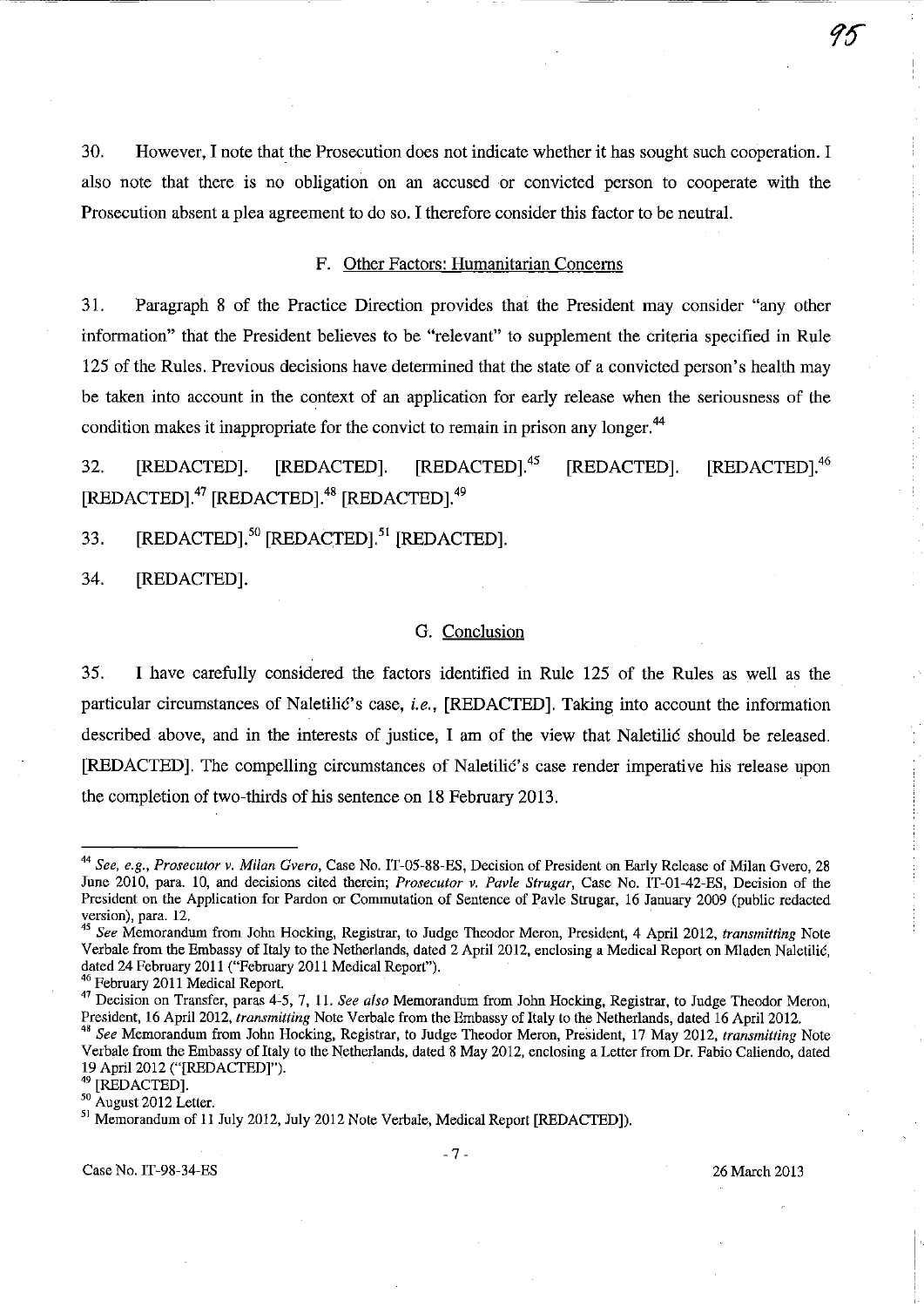30. However, I note that the Prosecution does not indicate whether it has sought such cooperation. I also note that there is no obligation on an accused or convicted person to cooperate with the Prosecution absent a plea agreement to do so. I therefore consider this factor to be neutral.

### F. Other Factors: Humanitarian Concerns

31. Paragraph 8 of the Practice Direction provides that the President may consider "any other information" that the President believes to be "relevant" to supplement the criteria specified in Rule 125 of the Rules. Previous decisions have determined that the state of a convicted person's health may be taken into account in the context of an application for early release when the seriousness of the condition makes it inappropriate for the convict to remain in prison any longer.[44]

32. [REDACTED]. [REDACTED]. [REDACTED].[45] [REDACTED]. [REDACTED].[46] [REDACTED].[47] [REDACTED].[48] [REDACTED].[49]

33. [REDACTED].[50] [REDACTED].[51] [REDACTED].

34. [REDACTED].

### G. Conclusion

35. I have carefully considered the factors identified in Rule 125 of the Rules as well as the particular circumstances of Naletilić's case, *i.e.*, [REDACTED]. Taking into account the information described above, and in the interests of justice, I am of the view that Naletilić should be released. [REDACTED]. The compelling circumstances of Naletilić's case render imperative his release upon the completion of two-thirds of his sentence on 18 February 2013.

---

[44] *See, e.g., Prosecutor v. Milan Gvero*, Case No. IT-05-88-ES, Decision of President on Early Release of Milan Gvero, 28 June 2010, para. 10, and decisions cited therein; *Prosecutor v. Pavle Strugar*, Case No. IT-01-42-ES, Decision of the President on the Application for Pardon or Commutation of Sentence of Pavle Strugar, 16 January 2009 (public redacted version), para. 12.

[45] *See* Memorandum from John Hocking, Registrar, to Judge Theodor Meron, President, 4 April 2012, *transmitting* Note Verbale from the Embassy of Italy to the Netherlands, dated 2 April 2012, enclosing a Medical Report on Mladen Naletilić, dated 24 February 2011 ("February 2011 Medical Report").

[46] February 2011 Medical Report.

[47] Decision on Transfer, paras 4-5, 7, 11. *See also* Memorandum from John Hocking, Registrar, to Judge Theodor Meron, President, 16 April 2012, *transmitting* Note Verbale from the Embassy of Italy to the Netherlands, dated 16 April 2012.

[48] *See* Memorandum from John Hocking, Registrar, to Judge Theodor Meron, President, 17 May 2012, *transmitting* Note Verbale from the Embassy of Italy to the Netherlands, dated 8 May 2012, enclosing a Letter from Dr. Fabio Caliendo, dated 19 April 2012 ("[REDACTED]").

[49] [REDACTED].

[50] August 2012 Letter.

[51] Memorandum of 11 July 2012, July 2012 Note Verbale, Medical Report [REDACTED]).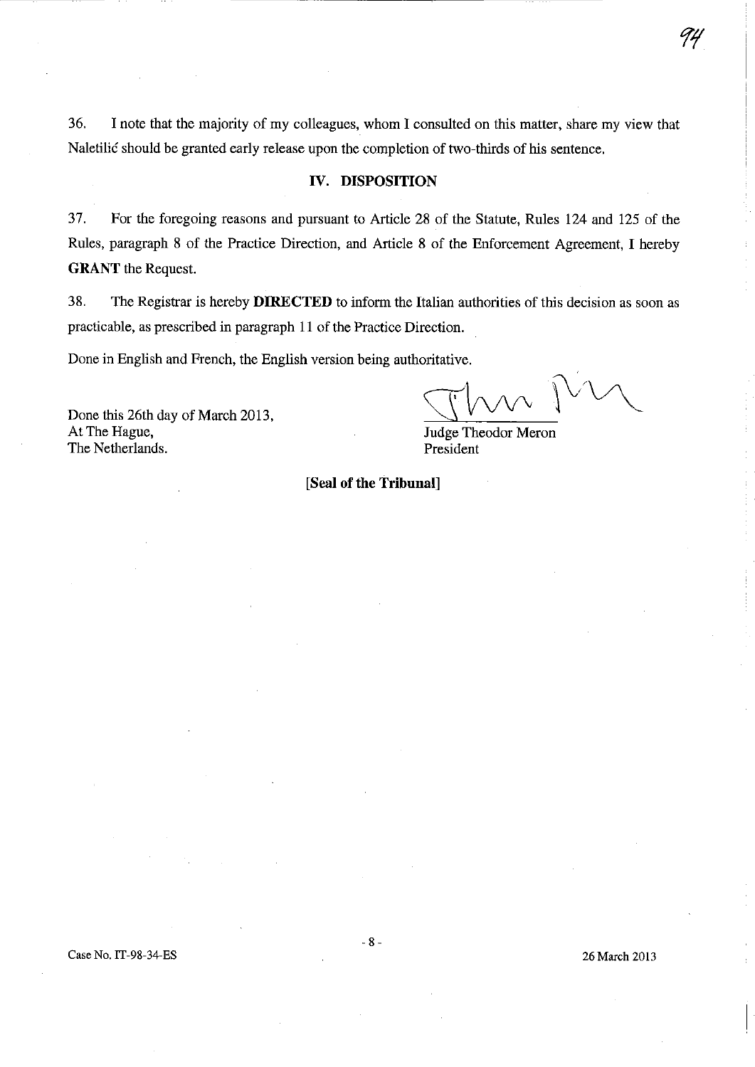36. I note that the majority of my colleagues, whom I consulted on this matter, share my view that Naletilić should be granted early release upon the completion of two-thirds of his sentence.

## IV. DISPOSITION

37. For the foregoing reasons and pursuant to Article 28 of the Statute, Rules 124 and 125 of the Rules, paragraph 8 of the Practice Direction, and Article 8 of the Enforcement Agreement, I hereby **GRANT** the Request.

38. The Registrar is hereby **DIRECTED** to inform the Italian authorities of this decision as soon as practicable, as prescribed in paragraph 11 of the Practice Direction.

Done in English and French, the English version being authoritative.

Done this 26th day of March 2013,
At The Hague,
The Netherlands.

Judge Theodor Meron
President

**[Seal of the Tribunal]**